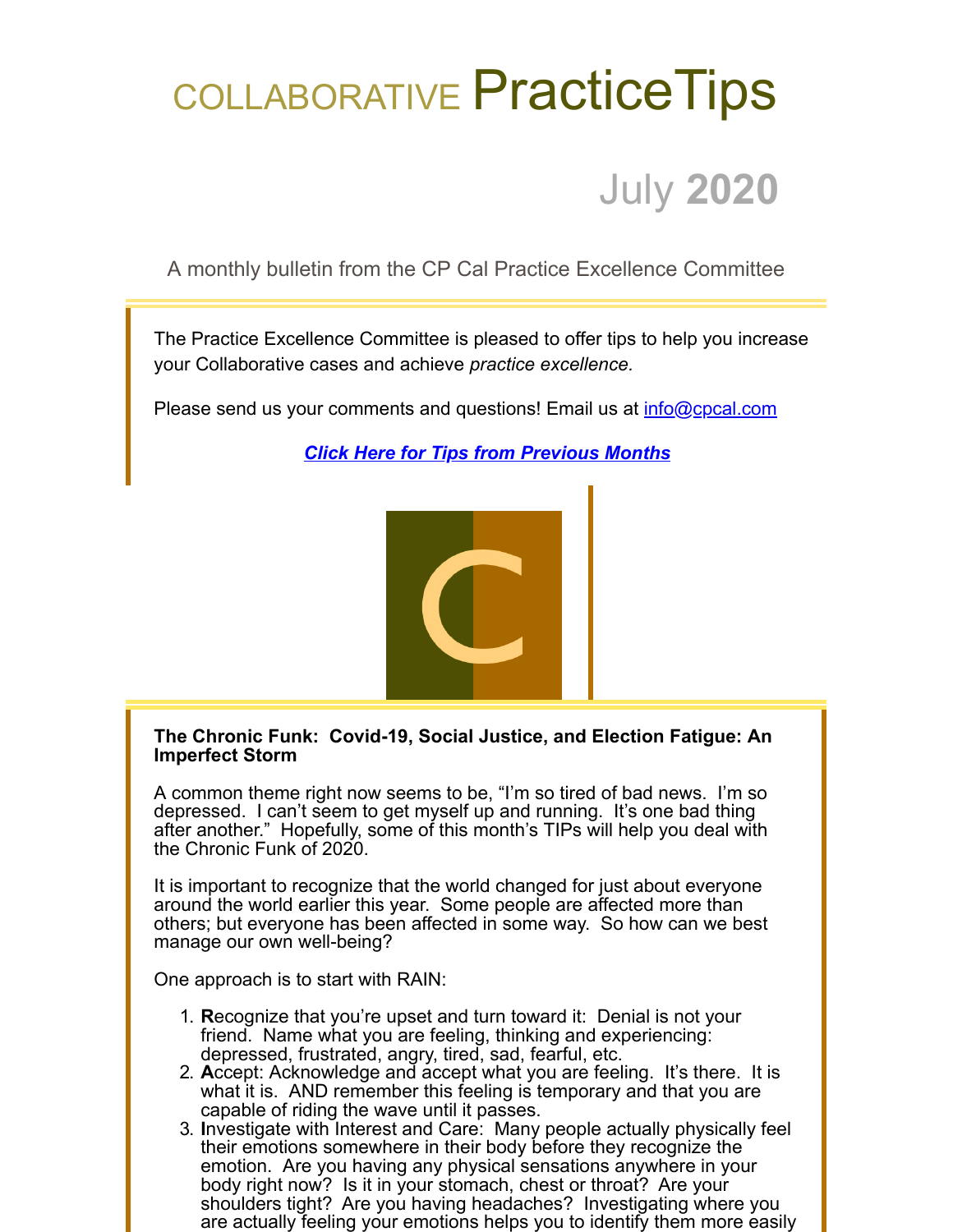# COLLABORATIVE PracticeTips

## July **2020**

A monthly bulletin from the CP Cal Practice Excellence Committee

The Practice Excellence Committee is pleased to offer tips to help you increase your Collaborative cases and achieve *practice excellence.*

Please send us your comments and questions! Email us at info@cpcal.com

***Click Here for Tips from Previous Months***

**The Chronic Funk: Covid-19, Social Justice, and Election Fatigue: An Imperfect Storm**

A common theme right now seems to be, "I'm so tired of bad news. I'm so depressed. I can't seem to get myself up and running. It's one bad thing after another." Hopefully, some of this month's TIPs will help you deal with the Chronic Funk of 2020.

It is important to recognize that the world changed for just about everyone around the world earlier this year. Some people are affected more than others; but everyone has been affected in some way. So how can we best manage our own well-being?

One approach is to start with RAIN:

1. **R**ecognize that you're upset and turn toward it: Denial is not your friend. Name what you are feeling, thinking and experiencing: depressed, frustrated, angry, tired, sad, fearful, etc.
2. **A**ccept: Acknowledge and accept what you are feeling. It's there. It is what it is. AND remember this feeling is temporary and that you are capable of riding the wave until it passes.
3. **I**nvestigate with Interest and Care: Many people actually physically feel their emotions somewhere in their body before they recognize the emotion. Are you having any physical sensations anywhere in your body right now? Is it in your stomach, chest or throat? Are your shoulders tight? Are you having headaches? Investigating where you are actually feeling your emotions helps you to identify them more easily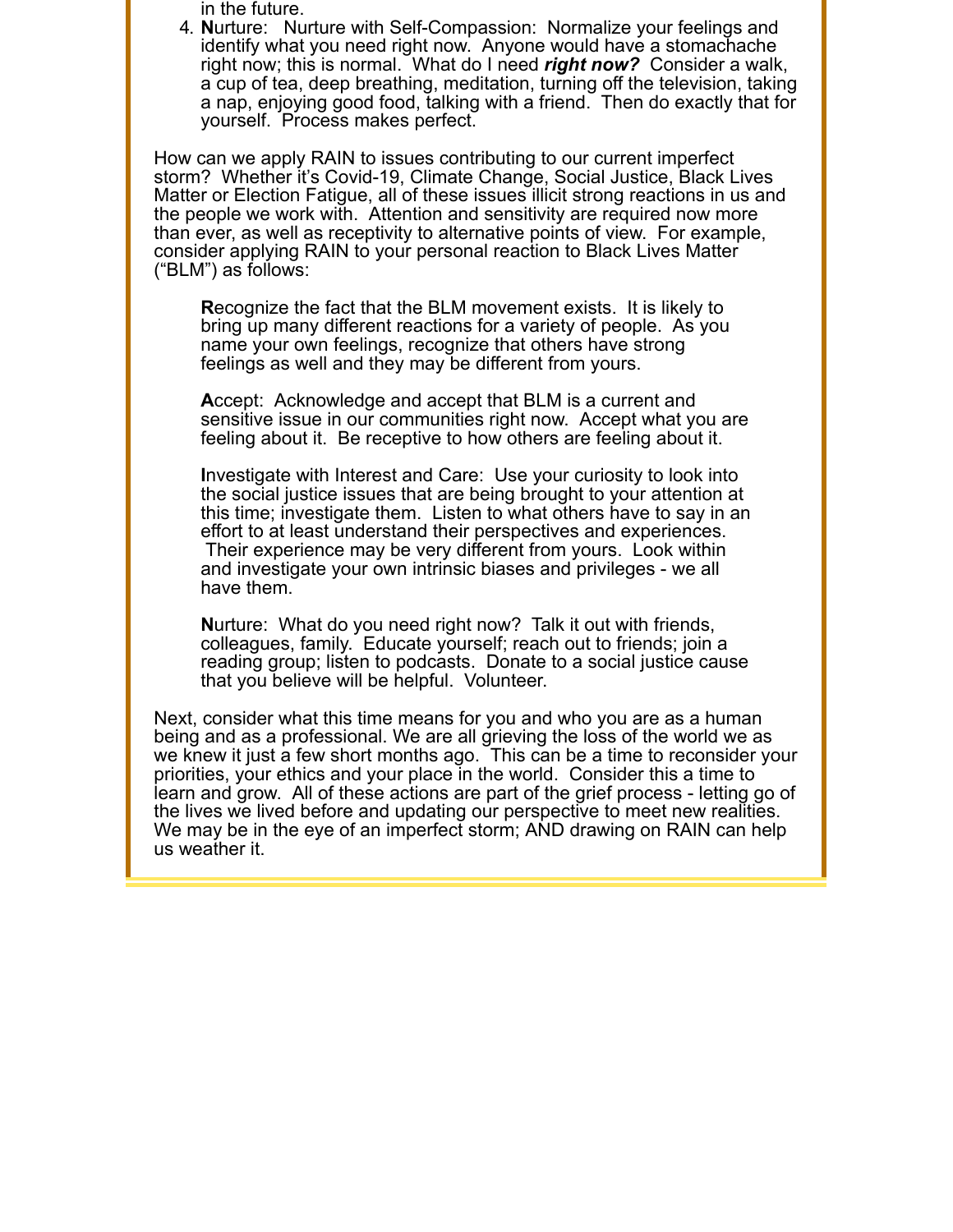in the future.

4. **N**urture: Nurture with Self-Compassion: Normalize your feelings and identify what you need right now. Anyone would have a stomachache right now; this is normal. What do I need ***right now?*** Consider a walk, a cup of tea, deep breathing, meditation, turning off the television, taking a nap, enjoying good food, talking with a friend. Then do exactly that for yourself. Process makes perfect.

How can we apply RAIN to issues contributing to our current imperfect storm? Whether it's Covid-19, Climate Change, Social Justice, Black Lives Matter or Election Fatigue, all of these issues illicit strong reactions in us and the people we work with. Attention and sensitivity are required now more than ever, as well as receptivity to alternative points of view. For example, consider applying RAIN to your personal reaction to Black Lives Matter ("BLM") as follows:

**R**ecognize the fact that the BLM movement exists. It is likely to bring up many different reactions for a variety of people. As you name your own feelings, recognize that others have strong feelings as well and they may be different from yours.

**A**ccept: Acknowledge and accept that BLM is a current and sensitive issue in our communities right now. Accept what you are feeling about it. Be receptive to how others are feeling about it.

**I**nvestigate with Interest and Care: Use your curiosity to look into the social justice issues that are being brought to your attention at this time; investigate them. Listen to what others have to say in an effort to at least understand their perspectives and experiences. Their experience may be very different from yours. Look within and investigate your own intrinsic biases and privileges - we all have them.

**N**urture: What do you need right now? Talk it out with friends, colleagues, family. Educate yourself; reach out to friends; join a reading group; listen to podcasts. Donate to a social justice cause that you believe will be helpful. Volunteer.

Next, consider what this time means for you and who you are as a human being and as a professional. We are all grieving the loss of the world we as we knew it just a few short months ago. This can be a time to reconsider your priorities, your ethics and your place in the world. Consider this a time to learn and grow. All of these actions are part of the grief process - letting go of the lives we lived before and updating our perspective to meet new realities. We may be in the eye of an imperfect storm; AND drawing on RAIN can help us weather it.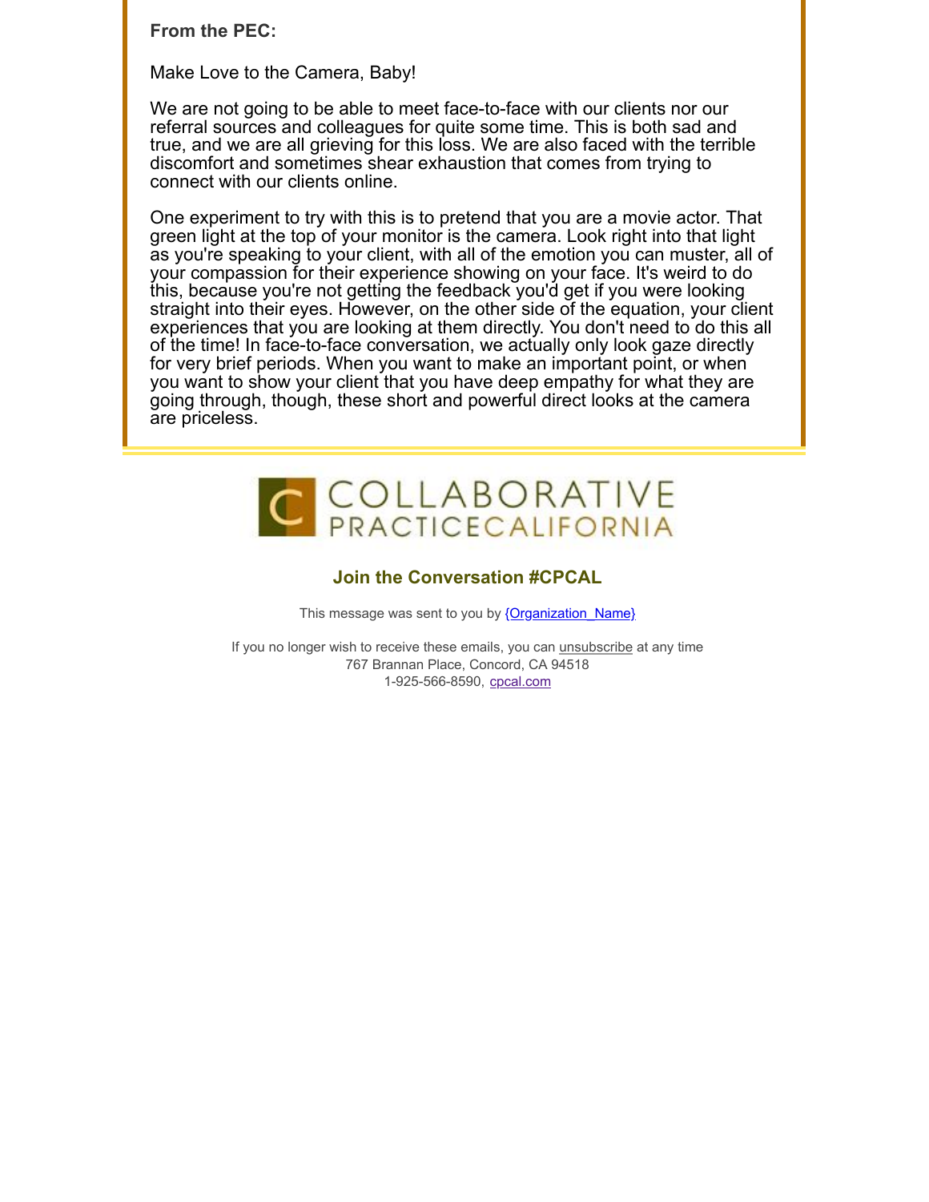**From the PEC:**

Make Love to the Camera, Baby!

We are not going to be able to meet face-to-face with our clients nor our referral sources and colleagues for quite some time. This is both sad and true, and we are all grieving for this loss. We are also faced with the terrible discomfort and sometimes shear exhaustion that comes from trying to connect with our clients online.

One experiment to try with this is to pretend that you are a movie actor. That green light at the top of your monitor is the camera. Look right into that light as you're speaking to your client, with all of the emotion you can muster, all of your compassion for their experience showing on your face. It's weird to do this, because you're not getting the feedback you'd get if you were looking straight into their eyes. However, on the other side of the equation, your client experiences that you are looking at them directly. You don't need to do this all of the time! In face-to-face conversation, we actually only look gaze directly for very brief periods. When you want to make an important point, or when you want to show your client that you have deep empathy for what they are going through, though, these short and powerful direct looks at the camera are priceless.

COLLABORATIVE PRACTICECALIFORNIA

**Join the Conversation #CPCAL**

This message was sent to you by {Organization_Name}

If you no longer wish to receive these emails, you can unsubscribe at any time
767 Brannan Place, Concord, CA 94518
1-925-566-8590, cpcal.com